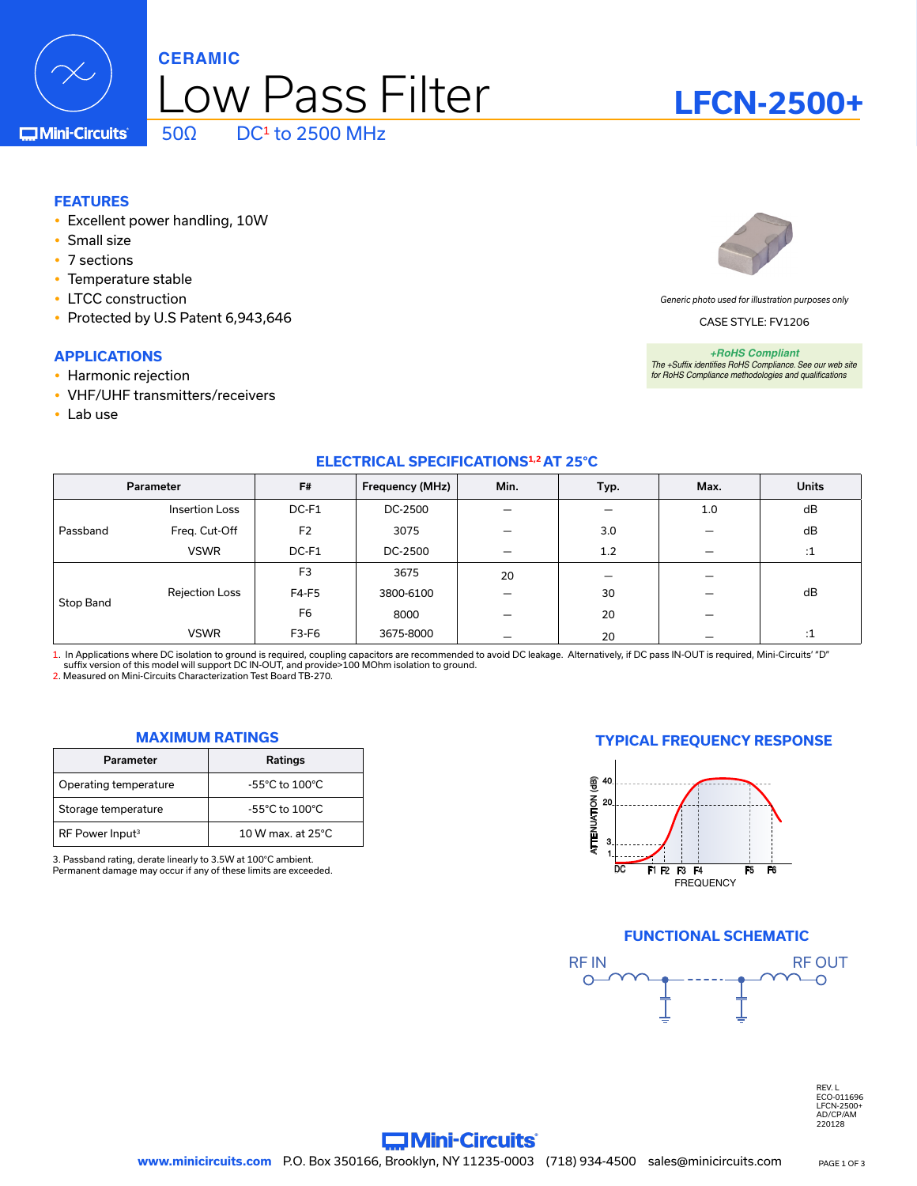# CERAMIC Low Pass Filter

# LFCN-2500+

50Ω   DC[1] to 2500 MHz

## FEATURES

- Excellent power handling, 10W
- Small size
- 7 sections
- Temperature stable
- LTCC construction
- Protected by U.S Patent 6,943,646

## APPLICATIONS

- Harmonic rejection
- VHF/UHF transmitters/receivers
- Lab use

*Generic photo used for illustration purposes only*

CASE STYLE: FV1206

***+RoHS Compliant***
*The +Suffix identifies RoHS Compliance. See our web site for RoHS Compliance methodologies and qualifications*

## ELECTRICAL SPECIFICATIONS[1,2] AT 25°C

| Parameter | | F# | Frequency (MHz) | Min. | Typ. | Max. | Units |
|---|---|---|---|---|---|---|---|
| Passband | Insertion Loss | DC-F1 | DC-2500 | — | — | 1.0 | dB |
| | Freq. Cut-Off | F2 | 3075 | — | 3.0 | — | dB |
| | VSWR | DC-F1 | DC-2500 | — | 1.2 | — | :1 |
| Stop Band | Rejection Loss | F3 | 3675 | 20 | — | — | dB |
| | | F4-F5 | 3800-6100 | — | 30 | — | dB |
| | | F6 | 8000 | — | 20 | — | dB |
| | VSWR | F3-F6 | 3675-8000 | — | 20 | — | :1 |

1. In Applications where DC isolation to ground is required, coupling capacitors are recommended to avoid DC leakage. Alternatively, if DC pass IN-OUT is required, Mini-Circuits' "D" suffix version of this model will support DC IN-OUT, and provide>100 MOhm isolation to ground.
2. Measured on Mini-Circuits Characterization Test Board TB-270.

## MAXIMUM RATINGS

| Parameter | Ratings |
|---|---|
| Operating temperature | -55°C to 100°C |
| Storage temperature | -55°C to 100°C |
| RF Power Input[3] | 10 W max. at 25°C |

3. Passband rating, derate linearly to 3.5W at 100°C ambient.
Permanent damage may occur if any of these limits are exceeded.

## TYPICAL FREQUENCY RESPONSE

## FUNCTIONAL SCHEMATIC

REV. L
ECO-011696
LFCN-2500+
AD/CP/AM
220128

www.minicircuits.com P.O. Box 350166, Brooklyn, NY 11235-0003 (718) 934-4500 sales@minicircuits.com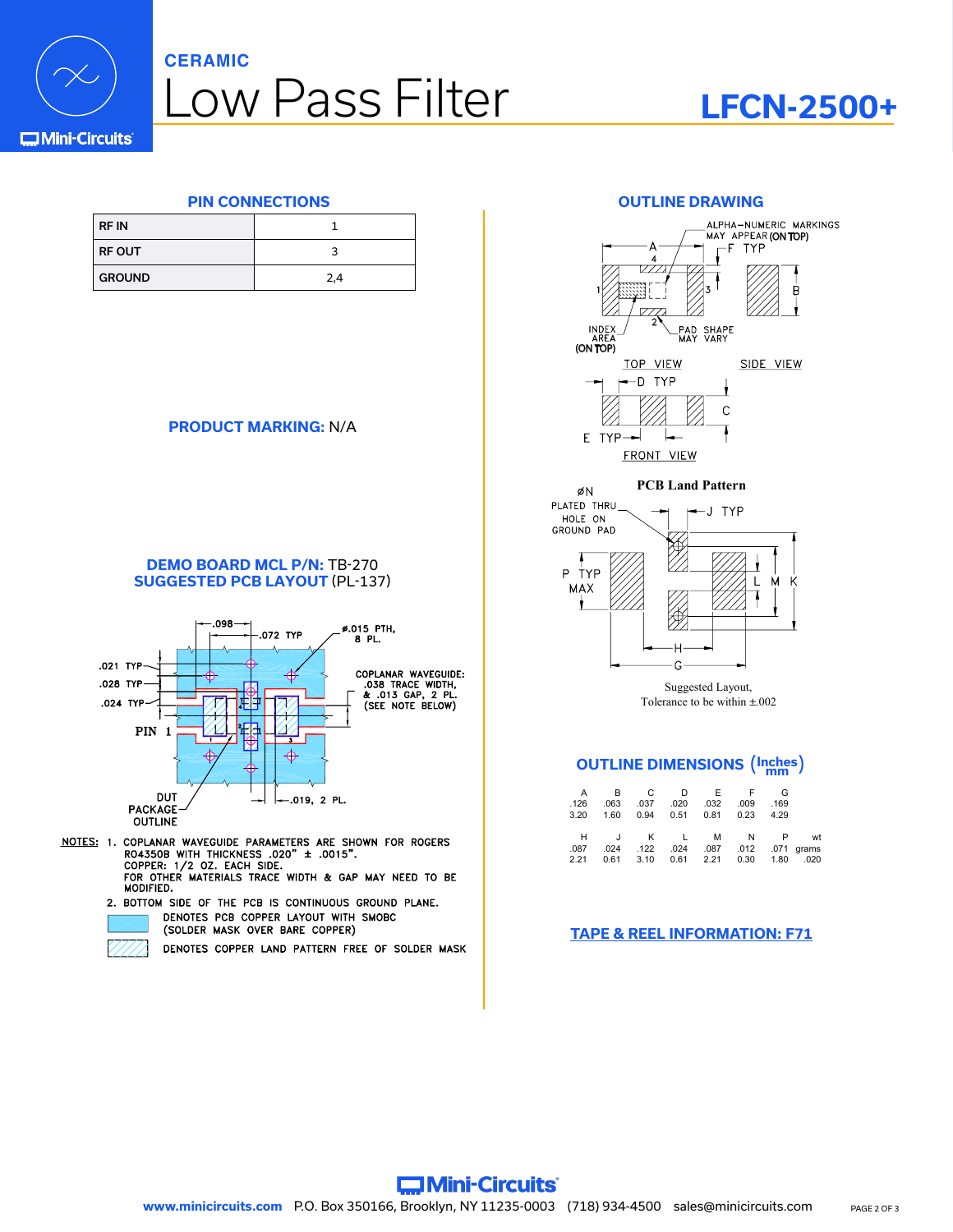CERAMIC

# Low Pass Filter

# LFCN-2500+

## PIN CONNECTIONS

| RF IN | 1 |
|---|---|
| RF OUT | 3 |
| GROUND | 2,4 |

**PRODUCT MARKING:** N/A

**DEMO BOARD MCL P/N:** TB-270
**SUGGESTED PCB LAYOUT** (PL-137)

.098
.072 TYP
ø.015 PTH, 8 PL.
.021 TYP
.028 TYP
.024 TYP
PIN 1
COPLANAR WAVEGUIDE: .038 TRACE WIDTH, & .013 GAP, 2 PL. (SEE NOTE BELOW)
DUT PACKAGE OUTLINE
.019, 2 PL.

NOTES:
1. COPLANAR WAVEGUIDE PARAMETERS ARE SHOWN FOR ROGERS RO4350B WITH THICKNESS .020" ± .0015". COPPER: 1/2 OZ. EACH SIDE. FOR OTHER MATERIALS TRACE WIDTH & GAP MAY NEED TO BE MODIFIED.
2. BOTTOM SIDE OF THE PCB IS CONTINUOUS GROUND PLANE.

DENOTES PCB COPPER LAYOUT WITH SMOBC (SOLDER MASK OVER BARE COPPER)

DENOTES COPPER LAND PATTERN FREE OF SOLDER MASK

## OUTLINE DRAWING

ALPHA-NUMERIC MARKINGS MAY APPEAR (ON TOP)
INDEX AREA (ON TOP)
PAD SHAPE MAY VARY
TOP VIEW
SIDE VIEW
FRONT VIEW

### PCB Land Pattern

øN PLATED THRU HOLE ON GROUND PAD
Suggested Layout, Tolerance to be within ±.002

## OUTLINE DIMENSIONS (Inches / mm)

| A | B | C | D | E | F | G |
|---|---|---|---|---|---|---|
| .126 | .063 | .037 | .020 | .032 | .009 | .169 |
| 3.20 | 1.60 | 0.94 | 0.51 | 0.81 | 0.23 | 4.29 |

| H | J | K | L | M | N | P | wt |
|---|---|---|---|---|---|---|---|
| .087 | .024 | .122 | .024 | .087 | .012 | .071 | grams |
| 2.21 | 0.61 | 3.10 | 0.61 | 2.21 | 0.30 | 1.80 | .020 |

**TAPE & REEL INFORMATION: F71**

www.minicircuits.com P.O. Box 350166, Brooklyn, NY 11235-0003 (718) 934-4500 sales@minicircuits.com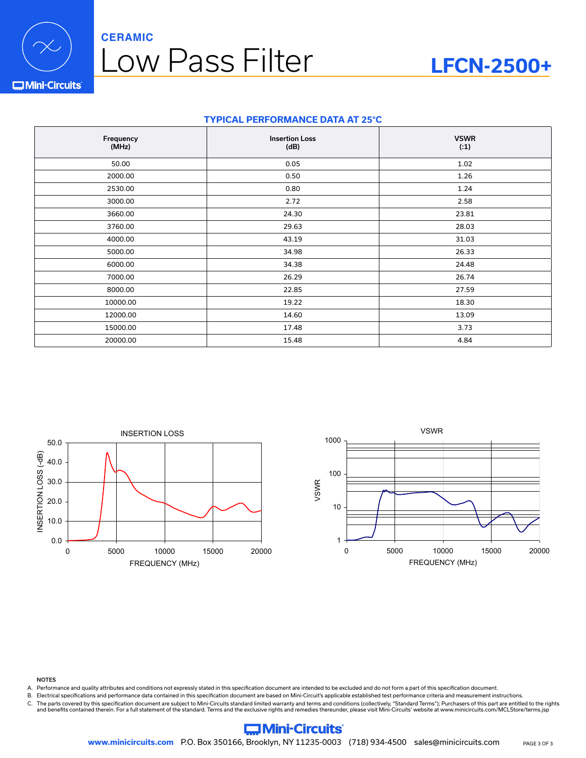CERAMIC

# Low Pass Filter

# LFCN-2500+

## TYPICAL PERFORMANCE DATA AT 25°C

| Frequency (MHz) | Insertion Loss (dB) | VSWR (:1) |
|---|---|---|
| 50.00 | 0.05 | 1.02 |
| 2000.00 | 0.50 | 1.26 |
| 2530.00 | 0.80 | 1.24 |
| 3000.00 | 2.72 | 2.58 |
| 3660.00 | 24.30 | 23.81 |
| 3760.00 | 29.63 | 28.03 |
| 4000.00 | 43.19 | 31.03 |
| 5000.00 | 34.98 | 26.33 |
| 6000.00 | 34.38 | 24.48 |
| 7000.00 | 26.29 | 26.74 |
| 8000.00 | 22.85 | 27.59 |
| 10000.00 | 19.22 | 18.30 |
| 12000.00 | 14.60 | 13.09 |
| 15000.00 | 17.48 | 3.73 |
| 20000.00 | 15.48 | 4.84 |

INSERTION LOSS

INSERTION LOSS (-dB)

50.0
40.0
30.0
20.0
10.0
0.0

0 5000 10000 15000 20000

FREQUENCY (MHz)

VSWR

VSWR

1000
100
10
1

0 5000 10000 15000 20000

FREQUENCY (MHz)

NOTES

A. Performance and quality attributes and conditions not expressly stated in this specification document are intended to be excluded and do not form a part of this specification document.

B. Electrical specifications and performance data contained in this specification document are based on Mini-Circuit's applicable established test performance criteria and measurement instructions.

C. The parts covered by this specification document are subject to Mini-Circuits standard limited warranty and terms and conditions (collectively, "Standard Terms"); Purchasers of this part are entitled to the rights and benefits contained therein. For a full statement of the standard. Terms and the exclusive rights and remedies thereunder, please visit Mini-Circuits' website at www.minicircuits.com/MCLStore/terms.jsp

Mini-Circuits

www.minicircuits.com P.O. Box 350166, Brooklyn, NY 11235-0003 (718) 934-4500 sales@minicircuits.com